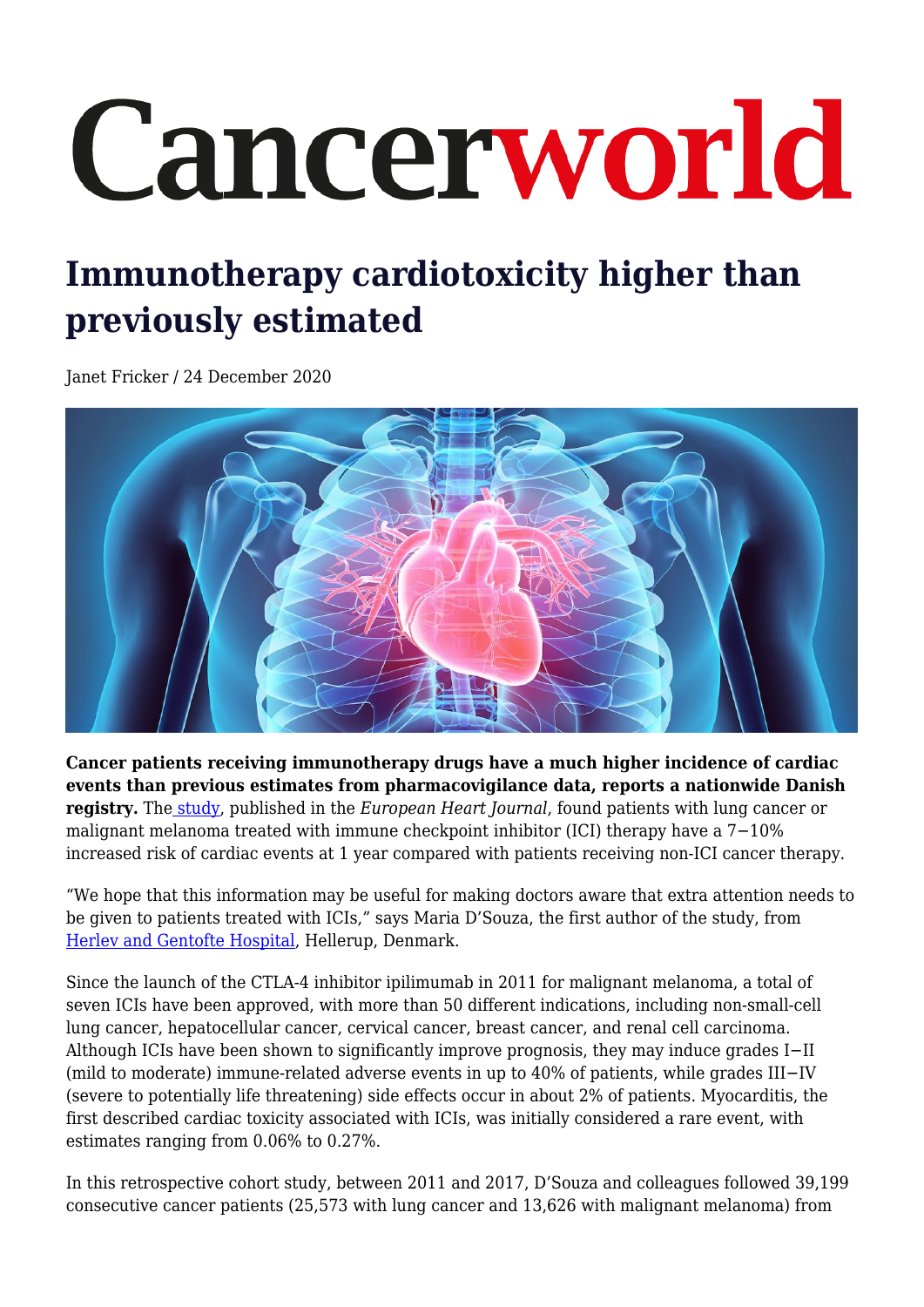# Cancerworld

## Immunotherapy cardiotoxicity higher than previously estimated

Janet Fricker / 24 December 2020

**Cancer patients receiving immunotherapy drugs have a much higher incidence of cardiac events than previous estimates from pharmacovigilance data, reports a nationwide Danish registry.** The study, published in the *European Heart Journal*, found patients with lung cancer or malignant melanoma treated with immune checkpoint inhibitor (ICI) therapy have a 7−10% increased risk of cardiac events at 1 year compared with patients receiving non-ICI cancer therapy.

"We hope that this information may be useful for making doctors aware that extra attention needs to be given to patients treated with ICIs," says Maria D'Souza, the first author of the study, from Herlev and Gentofte Hospital, Hellerup, Denmark.

Since the launch of the CTLA-4 inhibitor ipilimumab in 2011 for malignant melanoma, a total of seven ICIs have been approved, with more than 50 different indications, including non-small-cell lung cancer, hepatocellular cancer, cervical cancer, breast cancer, and renal cell carcinoma. Although ICIs have been shown to significantly improve prognosis, they may induce grades I−II (mild to moderate) immune-related adverse events in up to 40% of patients, while grades III−IV (severe to potentially life threatening) side effects occur in about 2% of patients. Myocarditis, the first described cardiac toxicity associated with ICIs, was initially considered a rare event, with estimates ranging from 0.06% to 0.27%.

In this retrospective cohort study, between 2011 and 2017, D'Souza and colleagues followed 39,199 consecutive cancer patients (25,573 with lung cancer and 13,626 with malignant melanoma) from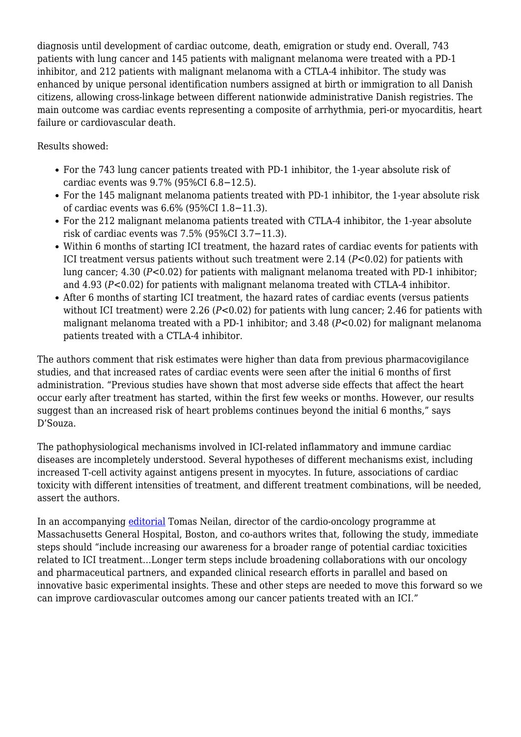diagnosis until development of cardiac outcome, death, emigration or study end. Overall, 743 patients with lung cancer and 145 patients with malignant melanoma were treated with a PD-1 inhibitor, and 212 patients with malignant melanoma with a CTLA-4 inhibitor. The study was enhanced by unique personal identification numbers assigned at birth or immigration to all Danish citizens, allowing cross-linkage between different nationwide administrative Danish registries. The main outcome was cardiac events representing a composite of arrhythmia, peri-or myocarditis, heart failure or cardiovascular death.

Results showed:

- For the 743 lung cancer patients treated with PD-1 inhibitor, the 1-year absolute risk of cardiac events was 9.7% (95%CI 6.8−12.5).
- For the 145 malignant melanoma patients treated with PD-1 inhibitor, the 1-year absolute risk of cardiac events was 6.6% (95%CI 1.8−11.3).
- For the 212 malignant melanoma patients treated with CTLA-4 inhibitor, the 1-year absolute risk of cardiac events was 7.5% (95%CI 3.7−11.3).
- Within 6 months of starting ICI treatment, the hazard rates of cardiac events for patients with ICI treatment versus patients without such treatment were 2.14 ($P<0.02$) for patients with lung cancer; 4.30 ($P<0.02$) for patients with malignant melanoma treated with PD-1 inhibitor; and 4.93 ($P<0.02$) for patients with malignant melanoma treated with CTLA-4 inhibitor.
- After 6 months of starting ICI treatment, the hazard rates of cardiac events (versus patients without ICI treatment) were 2.26 ($P<0.02$) for patients with lung cancer; 2.46 for patients with malignant melanoma treated with a PD-1 inhibitor; and 3.48 ($P<0.02$) for malignant melanoma patients treated with a CTLA-4 inhibitor.

The authors comment that risk estimates were higher than data from previous pharmacovigilance studies, and that increased rates of cardiac events were seen after the initial 6 months of first administration. "Previous studies have shown that most adverse side effects that affect the heart occur early after treatment has started, within the first few weeks or months. However, our results suggest than an increased risk of heart problems continues beyond the initial 6 months," says D'Souza.

The pathophysiological mechanisms involved in ICI-related inflammatory and immune cardiac diseases are incompletely understood. Several hypotheses of different mechanisms exist, including increased T-cell activity against antigens present in myocytes. In future, associations of cardiac toxicity with different intensities of treatment, and different treatment combinations, will be needed, assert the authors.

In an accompanying editorial Tomas Neilan, director of the cardio-oncology programme at Massachusetts General Hospital, Boston, and co-authors writes that, following the study, immediate steps should "include increasing our awareness for a broader range of potential cardiac toxicities related to ICI treatment…Longer term steps include broadening collaborations with our oncology and pharmaceutical partners, and expanded clinical research efforts in parallel and based on innovative basic experimental insights. These and other steps are needed to move this forward so we can improve cardiovascular outcomes among our cancer patients treated with an ICI."